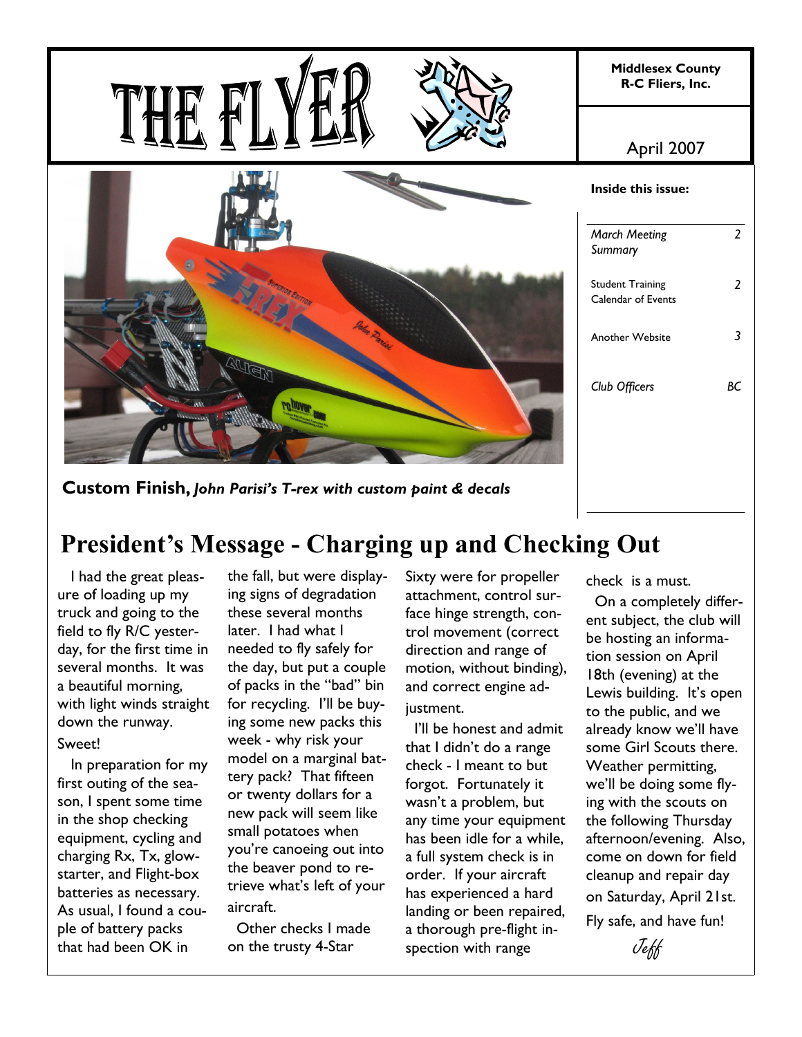# THE FLYER

**Middlesex County R-C Fliers, Inc.**

April 2007

**Inside this issue:**

| | |
|---|---|
| *March Meeting Summary* | *2* |
| Student Training Calendar of Events | 2 |
| Another Website | 3 |
| *Club Officers* | *BC* |

**Custom Finish,** ***John Parisi's T-rex with custom paint & decals***

## President's Message - Charging up and Checking Out

I had the great pleasure of loading up my truck and going to the field to fly R/C yesterday, for the first time in several months. It was a beautiful morning, with light winds straight down the runway. Sweet!

In preparation for my first outing of the season, I spent some time in the shop checking equipment, cycling and charging Rx, Tx, glow-starter, and Flight-box batteries as necessary. As usual, I found a couple of battery packs that had been OK in the fall, but were displaying signs of degradation these several months later. I had what I needed to fly safely for the day, but put a couple of packs in the "bad" bin for recycling. I'll be buying some new packs this week - why risk your model on a marginal battery pack? That fifteen or twenty dollars for a new pack will seem like small potatoes when you're canoeing out into the beaver pond to retrieve what's left of your aircraft.

Other checks I made on the trusty 4-Star Sixty were for propeller attachment, control surface hinge strength, control movement (correct direction and range of motion, without binding), and correct engine adjustment.

I'll be honest and admit that I didn't do a range check - I meant to but forgot. Fortunately it wasn't a problem, but any time your equipment has been idle for a while, a full system check is in order. If your aircraft has experienced a hard landing or been repaired, a thorough pre-flight inspection with range check is a must.

On a completely different subject, the club will be hosting an information session on April 18th (evening) at the Lewis building. It's open to the public, and we already know we'll have some Girl Scouts there. Weather permitting, we'll be doing some flying with the scouts on the following Thursday afternoon/evening. Also, come on down for field cleanup and repair day on Saturday, April 21st.

Fly safe, and have fun!

*Jeff*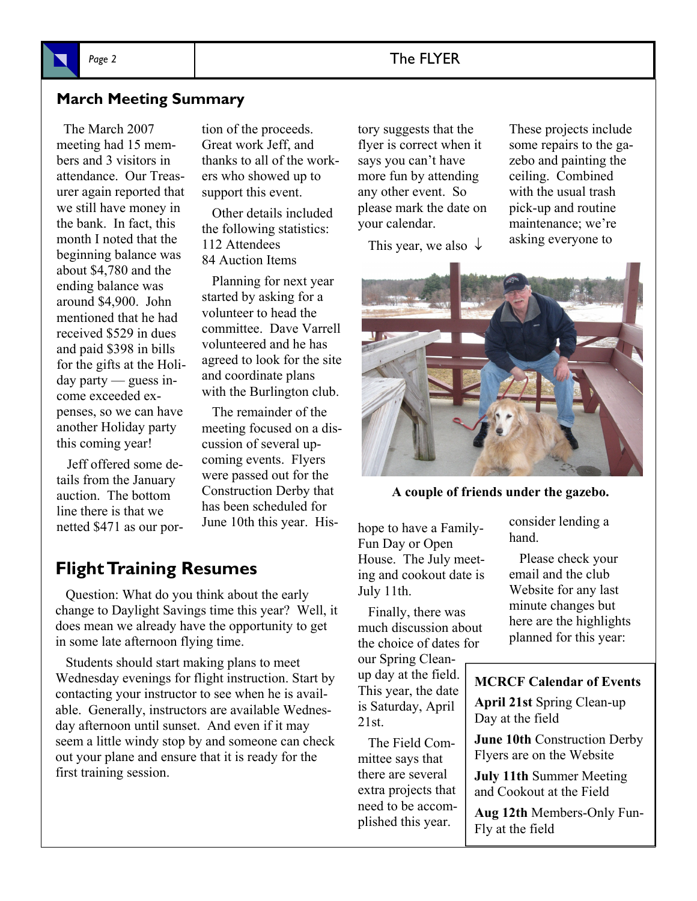## March Meeting Summary

The March 2007 meeting had 15 members and 3 visitors in attendance. Our Treasurer again reported that we still have money in the bank. In fact, this month I noted that the beginning balance was about $4,780 and the ending balance was around $4,900. John mentioned that he had received $529 in dues and paid $398 in bills for the gifts at the Holiday party — guess income exceeded expenses, so we can have another Holiday party this coming year!

Jeff offered some details from the January auction. The bottom line there is that we netted $471 as our portion of the proceeds. Great work Jeff, and thanks to all of the workers who showed up to support this event.

Other details included the following statistics:
112 Attendees
84 Auction Items

Planning for next year started by asking for a volunteer to head the committee. Dave Varrell volunteered and he has agreed to look for the site and coordinate plans with the Burlington club.

The remainder of the meeting focused on a discussion of several upcoming events. Flyers were passed out for the Construction Derby that has been scheduled for June 10th this year. History suggests that the flyer is correct when it says you can't have more fun by attending any other event. So please mark the date on your calendar.

This year, we also ↓ hope to have a Family-Fun Day or Open House. The July meeting and cookout date is July 11th.

Finally, there was much discussion about the choice of dates for our Spring Clean-up day at the field. This year, the date is Saturday, April 21st.

The Field Committee says that there are several extra projects that need to be accomplished this year. These projects include some repairs to the gazebo and painting the ceiling. Combined with the usual trash pick-up and routine maintenance; we're asking everyone to consider lending a hand.

Please check your email and the club Website for any last minute changes but here are the highlights planned for this year:

**A couple of friends under the gazebo.**

**MCRCF Calendar of Events**

**April 21st** Spring Clean-up Day at the field

**June 10th** Construction Derby Flyers are on the Website

**July 11th** Summer Meeting and Cookout at the Field

**Aug 12th** Members-Only Fun-Fly at the field

## Flight Training Resumes

Question: What do you think about the early change to Daylight Savings time this year? Well, it does mean we already have the opportunity to get in some late afternoon flying time.

Students should start making plans to meet Wednesday evenings for flight instruction. Start by contacting your instructor to see when he is available. Generally, instructors are available Wednesday afternoon until sunset. And even if it may seem a little windy stop by and someone can check out your plane and ensure that it is ready for the first training session.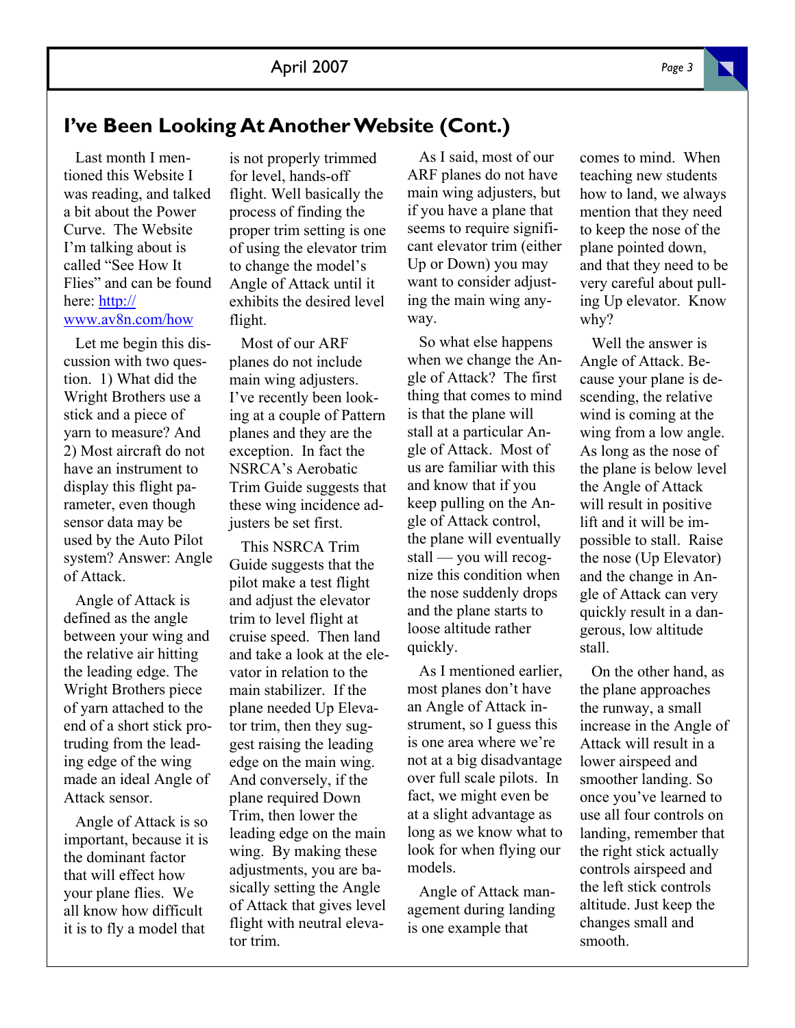## I've Been Looking At Another Website (Cont.)

Last month I mentioned this Website I was reading, and talked a bit about the Power Curve. The Website I'm talking about is called "See How It Flies" and can be found here: http://www.av8n.com/how

Let me begin this discussion with two question. 1) What did the Wright Brothers use a stick and a piece of yarn to measure? And 2) Most aircraft do not have an instrument to display this flight parameter, even though sensor data may be used by the Auto Pilot system? Answer: Angle of Attack.

Angle of Attack is defined as the angle between your wing and the relative air hitting the leading edge. The Wright Brothers piece of yarn attached to the end of a short stick protruding from the leading edge of the wing made an ideal Angle of Attack sensor.

Angle of Attack is so important, because it is the dominant factor that will effect how your plane flies. We all know how difficult it is to fly a model that is not properly trimmed for level, hands-off flight. Well basically the process of finding the proper trim setting is one of using the elevator trim to change the model's Angle of Attack until it exhibits the desired level flight.

Most of our ARF planes do not include main wing adjusters. I've recently been looking at a couple of Pattern planes and they are the exception. In fact the NSRCA's Aerobatic Trim Guide suggests that these wing incidence adjusters be set first.

This NSRCA Trim Guide suggests that the pilot make a test flight and adjust the elevator trim to level flight at cruise speed. Then land and take a look at the elevator in relation to the main stabilizer. If the plane needed Up Elevator trim, then they suggest raising the leading edge on the main wing. And conversely, if the plane required Down Trim, then lower the leading edge on the main wing. By making these adjustments, you are basically setting the Angle of Attack that gives level flight with neutral elevator trim.

As I said, most of our ARF planes do not have main wing adjusters, but if you have a plane that seems to require significant elevator trim (either Up or Down) you may want to consider adjusting the main wing anyway.

So what else happens when we change the Angle of Attack? The first thing that comes to mind is that the plane will stall at a particular Angle of Attack. Most of us are familiar with this and know that if you keep pulling on the Angle of Attack control, the plane will eventually stall — you will recognize this condition when the nose suddenly drops and the plane starts to loose altitude rather quickly.

As I mentioned earlier, most planes don't have an Angle of Attack instrument, so I guess this is one area where we're not at a big disadvantage over full scale pilots. In fact, we might even be at a slight advantage as long as we know what to look for when flying our models.

Angle of Attack management during landing is one example that comes to mind. When teaching new students how to land, we always mention that they need to keep the nose of the plane pointed down, and that they need to be very careful about pulling Up elevator. Know why?

Well the answer is Angle of Attack. Because your plane is descending, the relative wind is coming at the wing from a low angle. As long as the nose of the plane is below level the Angle of Attack will result in positive lift and it will be impossible to stall. Raise the nose (Up Elevator) and the change in Angle of Attack can very quickly result in a dangerous, low altitude stall.

On the other hand, as the plane approaches the runway, a small increase in the Angle of Attack will result in a lower airspeed and smoother landing. So once you've learned to use all four controls on landing, remember that the right stick actually controls airspeed and the left stick controls altitude. Just keep the changes small and smooth.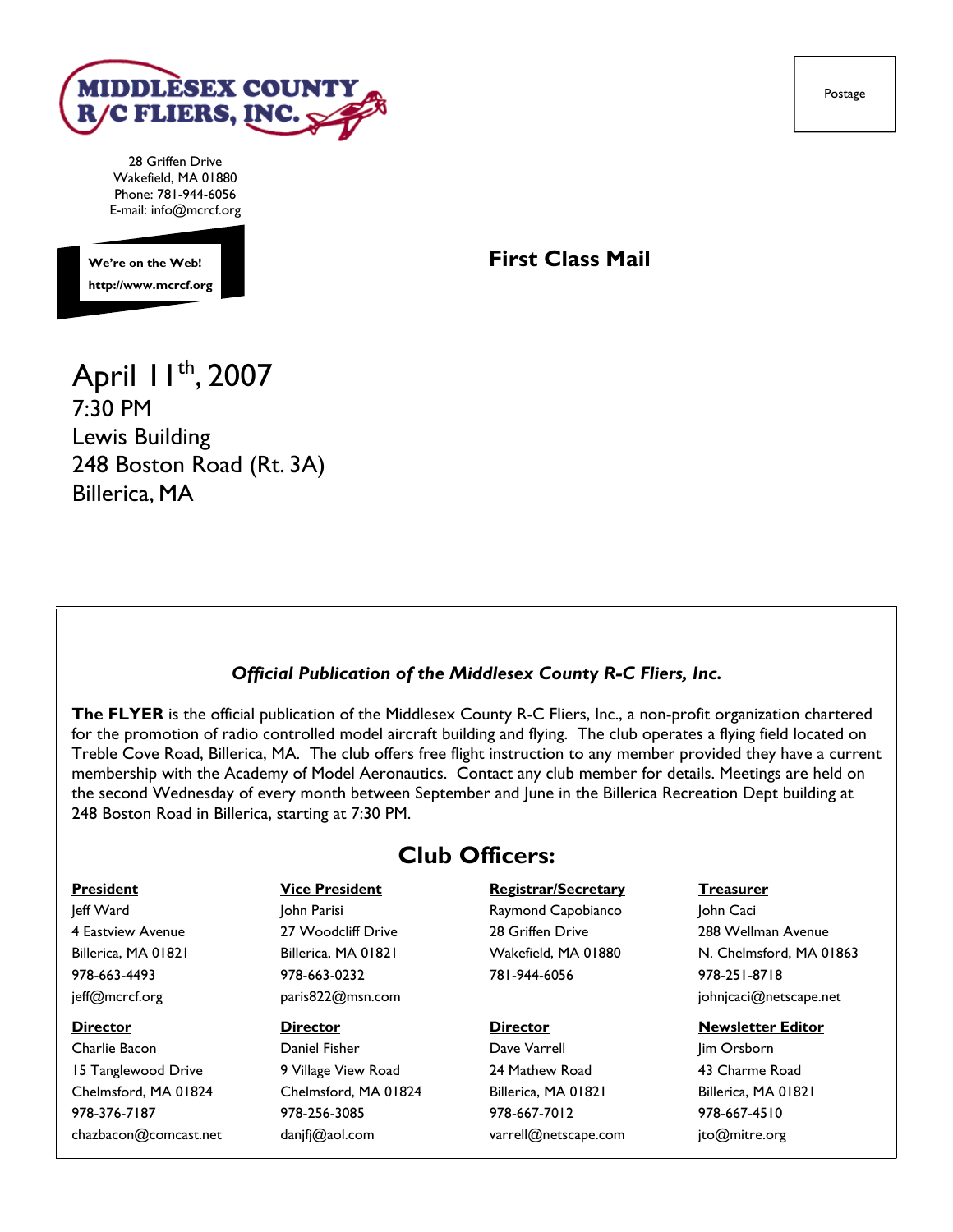MIDDLESEX COUNTY R/C FLIERS, INC.

28 Griffen Drive
Wakefield, MA 01880
Phone: 781-944-6056
E-mail: info@mcrcf.org

**We're on the Web!**
**http://www.mcrcf.org**

Postage

**First Class Mail**

April 11th, 2007
7:30 PM
Lewis Building
248 Boston Road (Rt. 3A)
Billerica, MA

***Official Publication of the Middlesex County R-C Fliers, Inc.***

**The FLYER** is the official publication of the Middlesex County R-C Fliers, Inc., a non-profit organization chartered for the promotion of radio controlled model aircraft building and flying. The club operates a flying field located on Treble Cove Road, Billerica, MA. The club offers free flight instruction to any member provided they have a current membership with the Academy of Model Aeronautics. Contact any club member for details. Meetings are held on the second Wednesday of every month between September and June in the Billerica Recreation Dept building at 248 Boston Road in Billerica, starting at 7:30 PM.

## Club Officers:

**President**
Jeff Ward
4 Eastview Avenue
Billerica, MA 01821
978-663-4493
jeff@mcrcf.org

**Vice President**
John Parisi
27 Woodcliff Drive
Billerica, MA 01821
978-663-0232
paris822@msn.com

**Registrar/Secretary**
Raymond Capobianco
28 Griffen Drive
Wakefield, MA 01880
781-944-6056

**Treasurer**
John Caci
288 Wellman Avenue
N. Chelmsford, MA 01863
978-251-8718
johnjcaci@netscape.net

**Director**
Charlie Bacon
15 Tanglewood Drive
Chelmsford, MA 01824
978-376-7187
chazbacon@comcast.net

**Director**
Daniel Fisher
9 Village View Road
Chelmsford, MA 01824
978-256-3085
danjfj@aol.com

**Director**
Dave Varrell
24 Mathew Road
Billerica, MA 01821
978-667-7012
varrell@netscape.com

**Newsletter Editor**
Jim Orsborn
43 Charme Road
Billerica, MA 01821
978-667-4510
jto@mitre.org